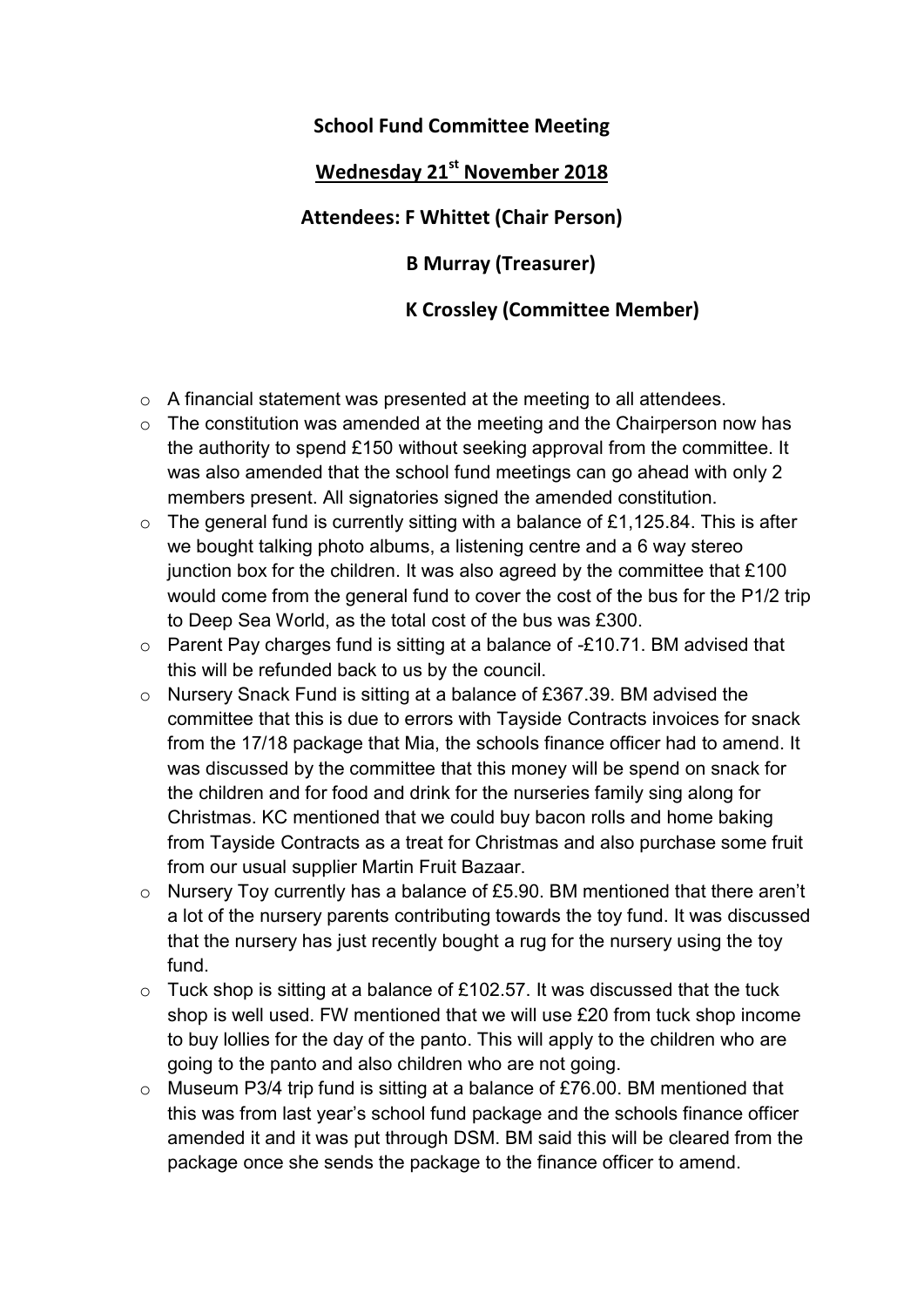**School Fund Committee Meeting**

**Wednesday 21st November 2018**

**Attendees: F Whittet (Chair Person)**

**B Murray (Treasurer)**

**K Crossley (Committee Member)**

- A financial statement was presented at the meeting to all attendees.
- The constitution was amended at the meeting and the Chairperson now has the authority to spend £150 without seeking approval from the committee. It was also amended that the school fund meetings can go ahead with only 2 members present. All signatories signed the amended constitution.
- The general fund is currently sitting with a balance of £1,125.84. This is after we bought talking photo albums, a listening centre and a 6 way stereo junction box for the children. It was also agreed by the committee that £100 would come from the general fund to cover the cost of the bus for the P1/2 trip to Deep Sea World, as the total cost of the bus was £300.
- Parent Pay charges fund is sitting at a balance of -£10.71. BM advised that this will be refunded back to us by the council.
- Nursery Snack Fund is sitting at a balance of £367.39. BM advised the committee that this is due to errors with Tayside Contracts invoices for snack from the 17/18 package that Mia, the schools finance officer had to amend. It was discussed by the committee that this money will be spend on snack for the children and for food and drink for the nurseries family sing along for Christmas. KC mentioned that we could buy bacon rolls and home baking from Tayside Contracts as a treat for Christmas and also purchase some fruit from our usual supplier Martin Fruit Bazaar.
- Nursery Toy currently has a balance of £5.90. BM mentioned that there aren't a lot of the nursery parents contributing towards the toy fund. It was discussed that the nursery has just recently bought a rug for the nursery using the toy fund.
- Tuck shop is sitting at a balance of £102.57. It was discussed that the tuck shop is well used. FW mentioned that we will use £20 from tuck shop income to buy lollies for the day of the panto. This will apply to the children who are going to the panto and also children who are not going.
- Museum P3/4 trip fund is sitting at a balance of £76.00. BM mentioned that this was from last year's school fund package and the schools finance officer amended it and it was put through DSM. BM said this will be cleared from the package once she sends the package to the finance officer to amend.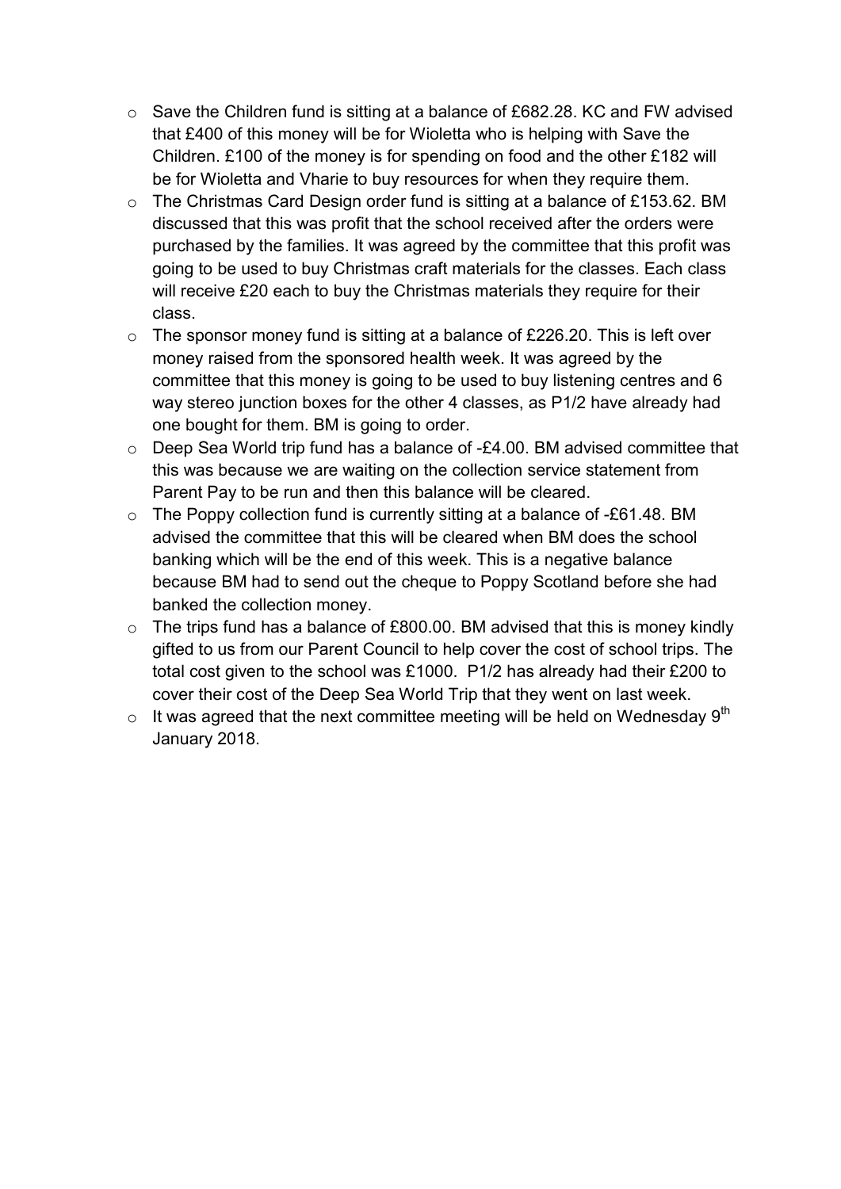- Save the Children fund is sitting at a balance of £682.28. KC and FW advised that £400 of this money will be for Wioletta who is helping with Save the Children. £100 of the money is for spending on food and the other £182 will be for Wioletta and Vharie to buy resources for when they require them.
- The Christmas Card Design order fund is sitting at a balance of £153.62. BM discussed that this was profit that the school received after the orders were purchased by the families. It was agreed by the committee that this profit was going to be used to buy Christmas craft materials for the classes. Each class will receive £20 each to buy the Christmas materials they require for their class.
- The sponsor money fund is sitting at a balance of £226.20. This is left over money raised from the sponsored health week. It was agreed by the committee that this money is going to be used to buy listening centres and 6 way stereo junction boxes for the other 4 classes, as P1/2 have already had one bought for them. BM is going to order.
- Deep Sea World trip fund has a balance of -£4.00. BM advised committee that this was because we are waiting on the collection service statement from Parent Pay to be run and then this balance will be cleared.
- The Poppy collection fund is currently sitting at a balance of -£61.48. BM advised the committee that this will be cleared when BM does the school banking which will be the end of this week. This is a negative balance because BM had to send out the cheque to Poppy Scotland before she had banked the collection money.
- The trips fund has a balance of £800.00. BM advised that this is money kindly gifted to us from our Parent Council to help cover the cost of school trips. The total cost given to the school was £1000. P1/2 has already had their £200 to cover their cost of the Deep Sea World Trip that they went on last week.
- It was agreed that the next committee meeting will be held on Wednesday 9th January 2018.